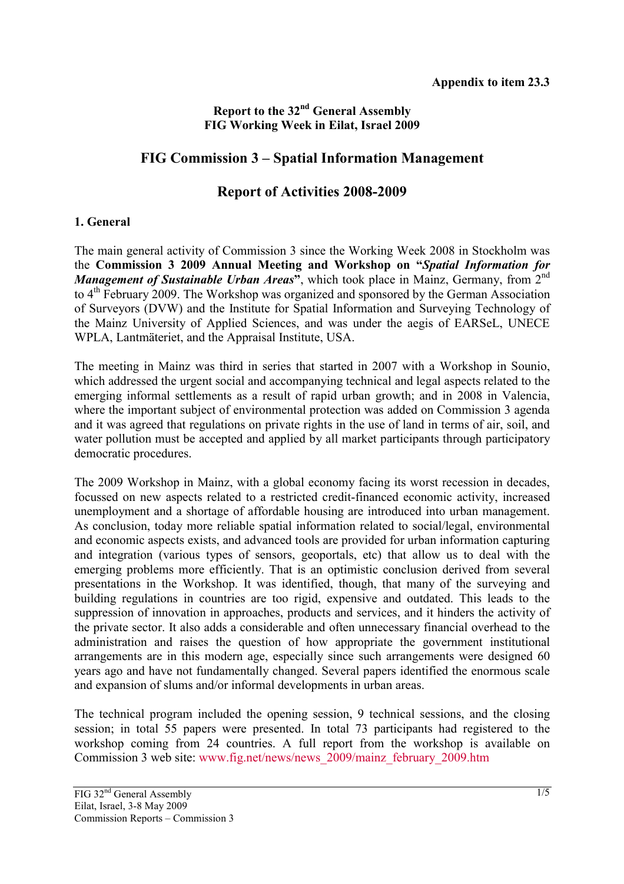**Appendix to item 23.3**

**Report to the 32nd General Assembly**
**FIG Working Week in Eilat, Israel 2009**

# FIG Commission 3 – Spatial Information Management

# Report of Activities 2008-2009

## 1. General

The main general activity of Commission 3 since the Working Week 2008 in Stockholm was the **Commission 3 2009 Annual Meeting and Workshop on "*Spatial Information for Management of Sustainable Urban Areas*"**, which took place in Mainz, Germany, from 2nd to 4th February 2009. The Workshop was organized and sponsored by the German Association of Surveyors (DVW) and the Institute for Spatial Information and Surveying Technology of the Mainz University of Applied Sciences, and was under the aegis of EARSeL, UNECE WPLA, Lantmäteriet, and the Appraisal Institute, USA.

The meeting in Mainz was third in series that started in 2007 with a Workshop in Sounio, which addressed the urgent social and accompanying technical and legal aspects related to the emerging informal settlements as a result of rapid urban growth; and in 2008 in Valencia, where the important subject of environmental protection was added on Commission 3 agenda and it was agreed that regulations on private rights in the use of land in terms of air, soil, and water pollution must be accepted and applied by all market participants through participatory democratic procedures.

The 2009 Workshop in Mainz, with a global economy facing its worst recession in decades, focussed on new aspects related to a restricted credit-financed economic activity, increased unemployment and a shortage of affordable housing are introduced into urban management. As conclusion, today more reliable spatial information related to social/legal, environmental and economic aspects exists, and advanced tools are provided for urban information capturing and integration (various types of sensors, geoportals, etc) that allow us to deal with the emerging problems more efficiently. That is an optimistic conclusion derived from several presentations in the Workshop. It was identified, though, that many of the surveying and building regulations in countries are too rigid, expensive and outdated. This leads to the suppression of innovation in approaches, products and services, and it hinders the activity of the private sector. It also adds a considerable and often unnecessary financial overhead to the administration and raises the question of how appropriate the government institutional arrangements are in this modern age, especially since such arrangements were designed 60 years ago and have not fundamentally changed. Several papers identified the enormous scale and expansion of slums and/or informal developments in urban areas.

The technical program included the opening session, 9 technical sessions, and the closing session; in total 55 papers were presented. In total 73 participants had registered to the workshop coming from 24 countries. A full report from the workshop is available on Commission 3 web site: www.fig.net/news/news_2009/mainz_february_2009.htm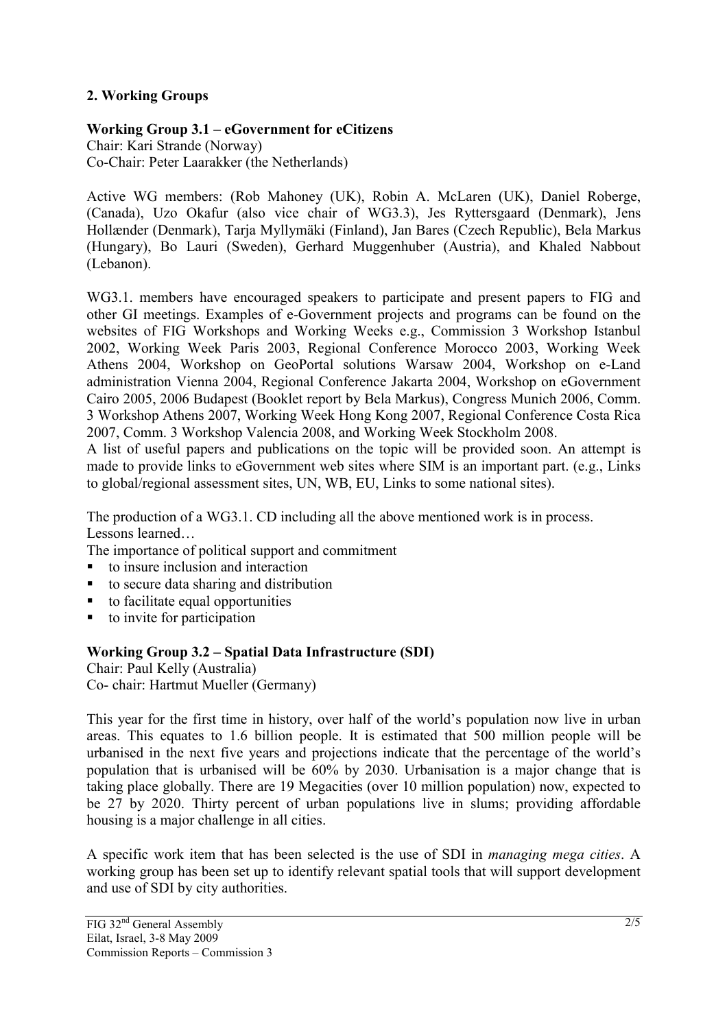## 2. Working Groups

### Working Group 3.1 – eGovernment for eCitizens

Chair: Kari Strande (Norway)
Co-Chair: Peter Laarakker (the Netherlands)

Active WG members: (Rob Mahoney (UK), Robin A. McLaren (UK), Daniel Roberge, (Canada), Uzo Okafur (also vice chair of WG3.3), Jes Ryttersgaard (Denmark), Jens Hollænder (Denmark), Tarja Myllymäki (Finland), Jan Bares (Czech Republic), Bela Markus (Hungary), Bo Lauri (Sweden), Gerhard Muggenhuber (Austria), and Khaled Nabbout (Lebanon).

WG3.1. members have encouraged speakers to participate and present papers to FIG and other GI meetings. Examples of e-Government projects and programs can be found on the websites of FIG Workshops and Working Weeks e.g., Commission 3 Workshop Istanbul 2002, Working Week Paris 2003, Regional Conference Morocco 2003, Working Week Athens 2004, Workshop on GeoPortal solutions Warsaw 2004, Workshop on e-Land administration Vienna 2004, Regional Conference Jakarta 2004, Workshop on eGovernment Cairo 2005, 2006 Budapest (Booklet report by Bela Markus), Congress Munich 2006, Comm. 3 Workshop Athens 2007, Working Week Hong Kong 2007, Regional Conference Costa Rica 2007, Comm. 3 Workshop Valencia 2008, and Working Week Stockholm 2008.
A list of useful papers and publications on the topic will be provided soon. An attempt is made to provide links to eGovernment web sites where SIM is an important part. (e.g., Links to global/regional assessment sites, UN, WB, EU, Links to some national sites).

The production of a WG3.1. CD including all the above mentioned work is in process.
Lessons learned…
The importance of political support and commitment

- to insure inclusion and interaction
- to secure data sharing and distribution
- to facilitate equal opportunities
- to invite for participation

### Working Group 3.2 – Spatial Data Infrastructure (SDI)

Chair: Paul Kelly (Australia)
Co- chair: Hartmut Mueller (Germany)

This year for the first time in history, over half of the world's population now live in urban areas. This equates to 1.6 billion people. It is estimated that 500 million people will be urbanised in the next five years and projections indicate that the percentage of the world's population that is urbanised will be 60% by 2030. Urbanisation is a major change that is taking place globally. There are 19 Megacities (over 10 million population) now, expected to be 27 by 2020. Thirty percent of urban populations live in slums; providing affordable housing is a major challenge in all cities.

A specific work item that has been selected is the use of SDI in *managing mega cities*. A working group has been set up to identify relevant spatial tools that will support development and use of SDI by city authorities.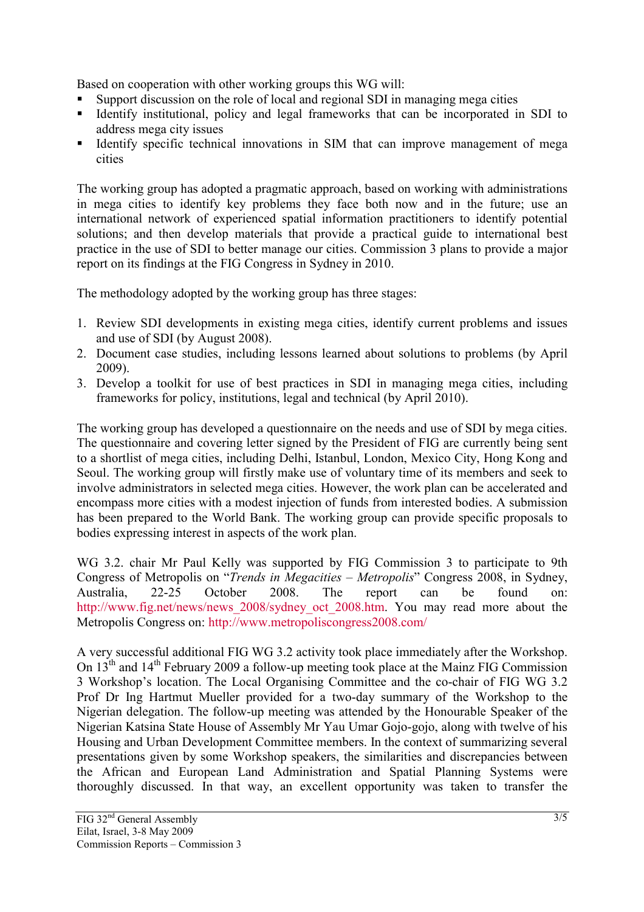Based on cooperation with other working groups this WG will:

- Support discussion on the role of local and regional SDI in managing mega cities
- Identify institutional, policy and legal frameworks that can be incorporated in SDI to address mega city issues
- Identify specific technical innovations in SIM that can improve management of mega cities

The working group has adopted a pragmatic approach, based on working with administrations in mega cities to identify key problems they face both now and in the future; use an international network of experienced spatial information practitioners to identify potential solutions; and then develop materials that provide a practical guide to international best practice in the use of SDI to better manage our cities. Commission 3 plans to provide a major report on its findings at the FIG Congress in Sydney in 2010.

The methodology adopted by the working group has three stages:

1. Review SDI developments in existing mega cities, identify current problems and issues and use of SDI (by August 2008).
2. Document case studies, including lessons learned about solutions to problems (by April 2009).
3. Develop a toolkit for use of best practices in SDI in managing mega cities, including frameworks for policy, institutions, legal and technical (by April 2010).

The working group has developed a questionnaire on the needs and use of SDI by mega cities. The questionnaire and covering letter signed by the President of FIG are currently being sent to a shortlist of mega cities, including Delhi, Istanbul, London, Mexico City, Hong Kong and Seoul. The working group will firstly make use of voluntary time of its members and seek to involve administrators in selected mega cities. However, the work plan can be accelerated and encompass more cities with a modest injection of funds from interested bodies. A submission has been prepared to the World Bank. The working group can provide specific proposals to bodies expressing interest in aspects of the work plan.

WG 3.2. chair Mr Paul Kelly was supported by FIG Commission 3 to participate to 9th Congress of Metropolis on "*Trends in Megacities – Metropolis*" Congress 2008, in Sydney, Australia, 22-25 October 2008. The report can be found on: http://www.fig.net/news/news_2008/sydney_oct_2008.htm. You may read more about the Metropolis Congress on: http://www.metropoliscongress2008.com/

A very successful additional FIG WG 3.2 activity took place immediately after the Workshop. On 13th and 14th February 2009 a follow-up meeting took place at the Mainz FIG Commission 3 Workshop's location. The Local Organising Committee and the co-chair of FIG WG 3.2 Prof Dr Ing Hartmut Mueller provided for a two-day summary of the Workshop to the Nigerian delegation. The follow-up meeting was attended by the Honourable Speaker of the Nigerian Katsina State House of Assembly Mr Yau Umar Gojo-gojo, along with twelve of his Housing and Urban Development Committee members. In the context of summarizing several presentations given by some Workshop speakers, the similarities and discrepancies between the African and European Land Administration and Spatial Planning Systems were thoroughly discussed. In that way, an excellent opportunity was taken to transfer the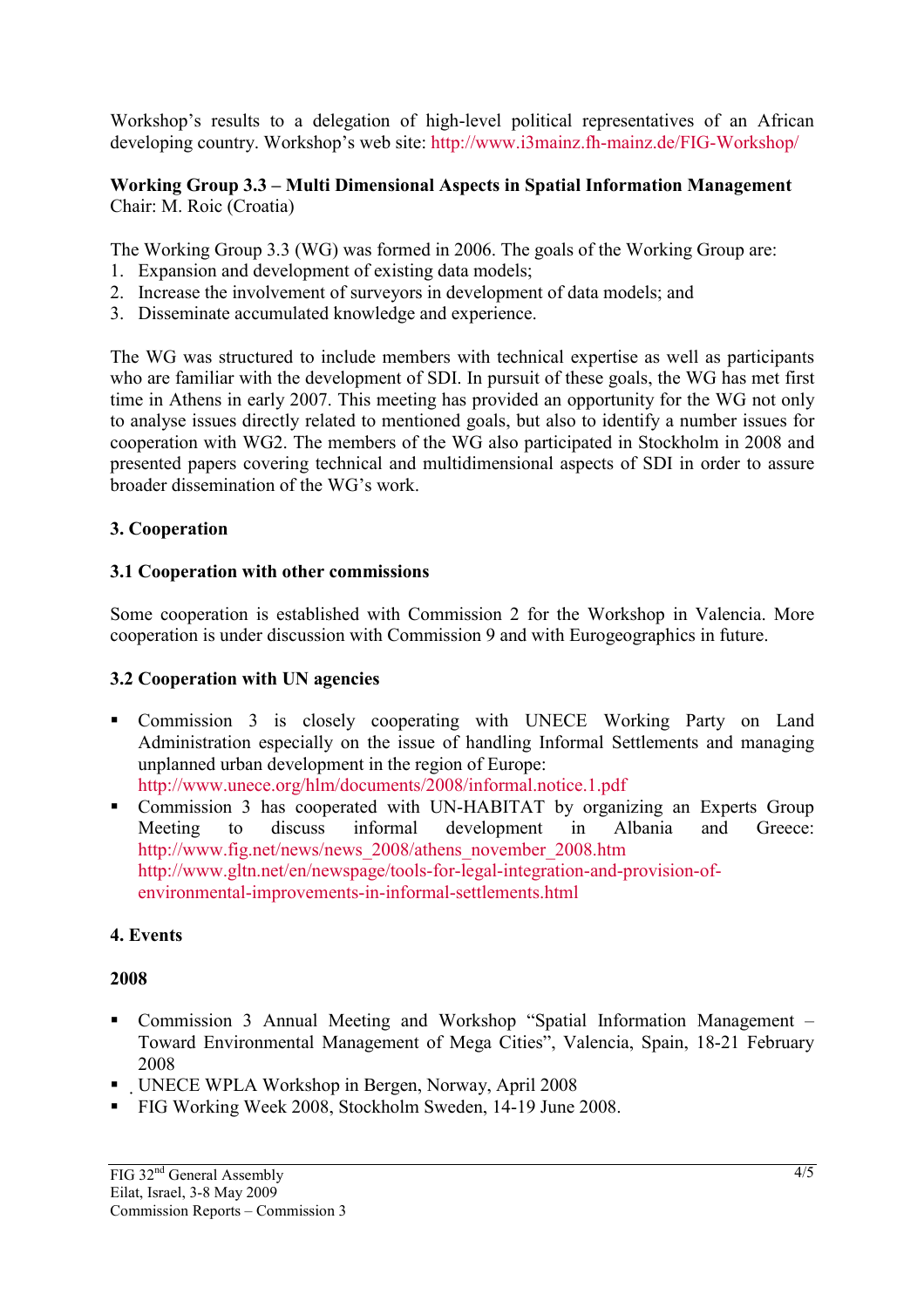Workshop's results to a delegation of high-level political representatives of an African developing country. Workshop's web site: http://www.i3mainz.fh-mainz.de/FIG-Workshop/

**Working Group 3.3 – Multi Dimensional Aspects in Spatial Information Management**
Chair: M. Roic (Croatia)

The Working Group 3.3 (WG) was formed in 2006. The goals of the Working Group are:

1. Expansion and development of existing data models;
2. Increase the involvement of surveyors in development of data models; and
3. Disseminate accumulated knowledge and experience.

The WG was structured to include members with technical expertise as well as participants who are familiar with the development of SDI. In pursuit of these goals, the WG has met first time in Athens in early 2007. This meeting has provided an opportunity for the WG not only to analyse issues directly related to mentioned goals, but also to identify a number issues for cooperation with WG2. The members of the WG also participated in Stockholm in 2008 and presented papers covering technical and multidimensional aspects of SDI in order to assure broader dissemination of the WG's work.

## 3. Cooperation

### 3.1 Cooperation with other commissions

Some cooperation is established with Commission 2 for the Workshop in Valencia. More cooperation is under discussion with Commission 9 and with Eurogeographics in future.

### 3.2 Cooperation with UN agencies

- Commission 3 is closely cooperating with UNECE Working Party on Land Administration especially on the issue of handling Informal Settlements and managing unplanned urban development in the region of Europe: http://www.unece.org/hlm/documents/2008/informal.notice.1.pdf
- Commission 3 has cooperated with UN-HABITAT by organizing an Experts Group Meeting to discuss informal development in Albania and Greece: http://www.fig.net/news/news_2008/athens_november_2008.htm http://www.gltn.net/en/newspage/tools-for-legal-integration-and-provision-of-environmental-improvements-in-informal-settlements.html

## 4. Events

**2008**

- Commission 3 Annual Meeting and Workshop "Spatial Information Management – Toward Environmental Management of Mega Cities", Valencia, Spain, 18-21 February 2008
- UNECE WPLA Workshop in Bergen, Norway, April 2008
- FIG Working Week 2008, Stockholm Sweden, 14-19 June 2008.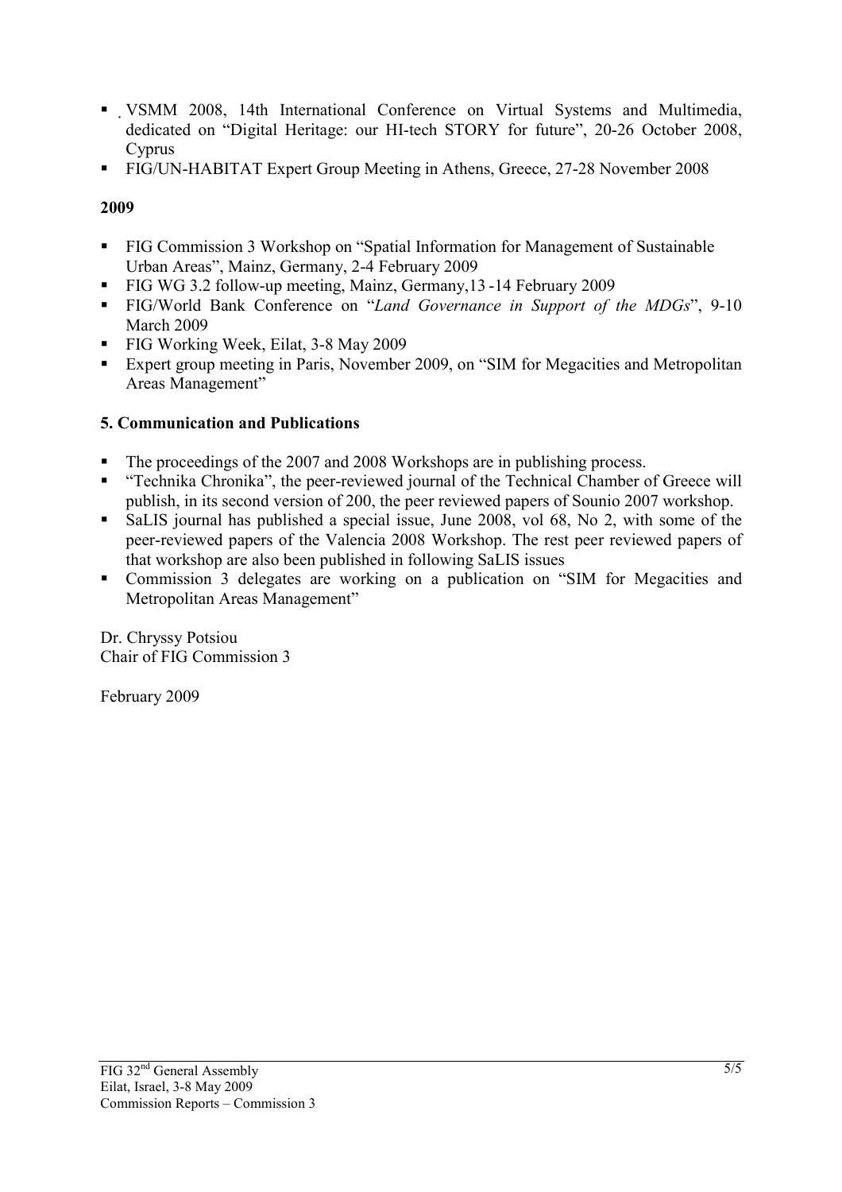- VSMM 2008, 14th International Conference on Virtual Systems and Multimedia, dedicated on "Digital Heritage: our HI-tech STORY for future", 20-26 October 2008, Cyprus
- FIG/UN-HABITAT Expert Group Meeting in Athens, Greece, 27-28 November 2008

**2009**

- FIG Commission 3 Workshop on "Spatial Information for Management of Sustainable Urban Areas", Mainz, Germany, 2-4 February 2009
- FIG WG 3.2 follow-up meeting, Mainz, Germany,13 -14 February 2009
- FIG/World Bank Conference on "*Land Governance in Support of the MDGs*", 9-10 March 2009
- FIG Working Week, Eilat, 3-8 May 2009
- Expert group meeting in Paris, November 2009, on "SIM for Megacities and Metropolitan Areas Management"

## 5. Communication and Publications

- The proceedings of the 2007 and 2008 Workshops are in publishing process.
- "Technika Chronika", the peer-reviewed journal of the Technical Chamber of Greece will publish, in its second version of 200, the peer reviewed papers of Sounio 2007 workshop.
- SaLIS journal has published a special issue, June 2008, vol 68, No 2, with some of the peer-reviewed papers of the Valencia 2008 Workshop. The rest peer reviewed papers of that workshop are also been published in following SaLIS issues
- Commission 3 delegates are working on a publication on "SIM for Megacities and Metropolitan Areas Management"

Dr. Chryssy Potsiou
Chair of FIG Commission 3

February 2009